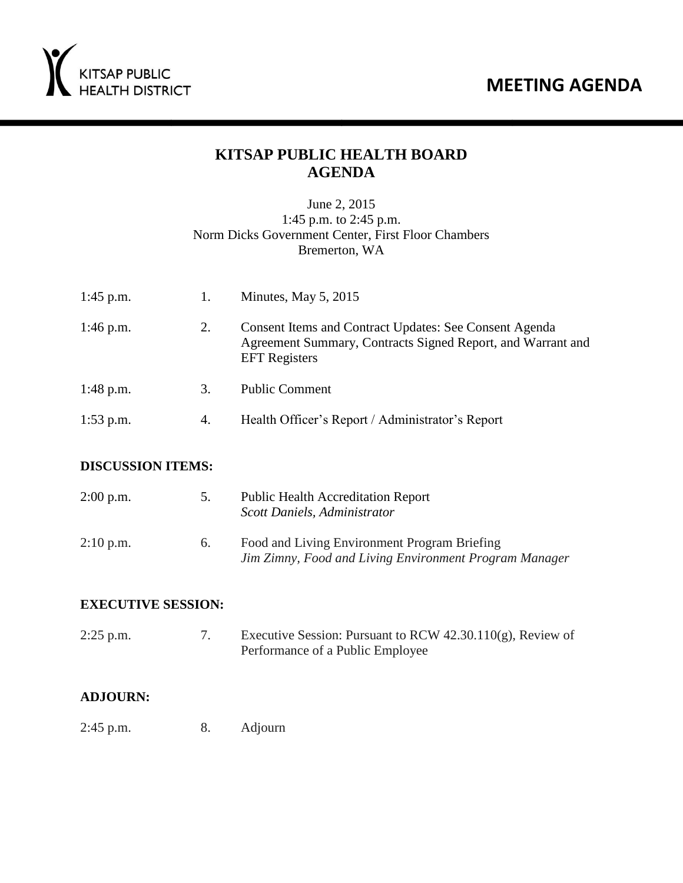KITSAP PUBLIC HEALTH DISTRICT

# MEETING AGENDA

## KITSAP PUBLIC HEALTH BOARD
## AGENDA

June 2, 2015
1:45 p.m. to 2:45 p.m.
Norm Dicks Government Center, First Floor Chambers
Bremerton, WA

| | | |
|---|---|---|
| 1:45 p.m. | 1. | Minutes, May 5, 2015 |
| 1:46 p.m. | 2. | Consent Items and Contract Updates: See Consent Agenda Agreement Summary, Contracts Signed Report, and Warrant and EFT Registers |
| 1:48 p.m. | 3. | Public Comment |
| 1:53 p.m. | 4. | Health Officer's Report / Administrator's Report |

**DISCUSSION ITEMS:**

| | | |
|---|---|---|
| 2:00 p.m. | 5. | Public Health Accreditation Report<br>*Scott Daniels, Administrator* |
| 2:10 p.m. | 6. | Food and Living Environment Program Briefing<br>*Jim Zimny, Food and Living Environment Program Manager* |

**EXECUTIVE SESSION:**

| | | |
|---|---|---|
| 2:25 p.m. | 7. | Executive Session: Pursuant to RCW 42.30.110(g), Review of Performance of a Public Employee |

**ADJOURN:**

| | | |
|---|---|---|
| 2:45 p.m. | 8. | Adjourn |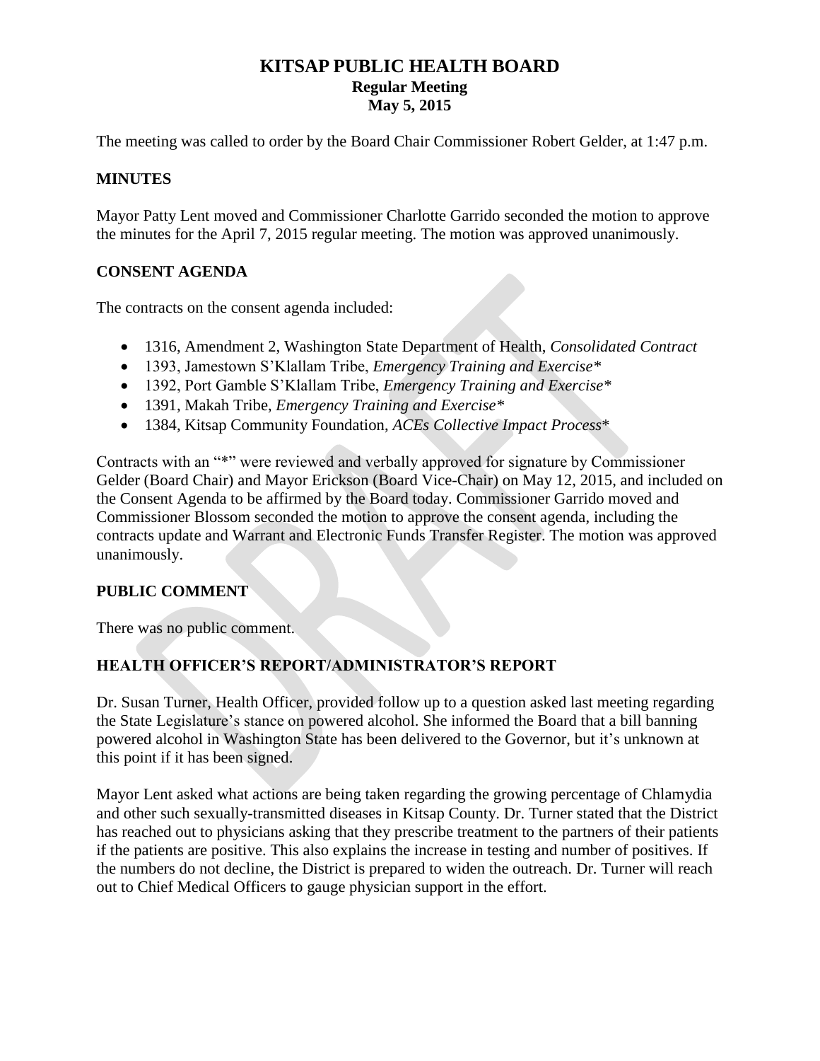# KITSAP PUBLIC HEALTH BOARD

**Regular Meeting**
**May 5, 2015**

The meeting was called to order by the Board Chair Commissioner Robert Gelder, at 1:47 p.m.

## MINUTES

Mayor Patty Lent moved and Commissioner Charlotte Garrido seconded the motion to approve the minutes for the April 7, 2015 regular meeting. The motion was approved unanimously.

## CONSENT AGENDA

The contracts on the consent agenda included:

- 1316, Amendment 2, Washington State Department of Health, *Consolidated Contract*
- 1393, Jamestown S'Klallam Tribe, *Emergency Training and Exercise**
- 1392, Port Gamble S'Klallam Tribe, *Emergency Training and Exercise**
- 1391, Makah Tribe, *Emergency Training and Exercise**
- 1384, Kitsap Community Foundation, *ACEs Collective Impact Process**

Contracts with an "*" were reviewed and verbally approved for signature by Commissioner Gelder (Board Chair) and Mayor Erickson (Board Vice-Chair) on May 12, 2015, and included on the Consent Agenda to be affirmed by the Board today. Commissioner Garrido moved and Commissioner Blossom seconded the motion to approve the consent agenda, including the contracts update and Warrant and Electronic Funds Transfer Register. The motion was approved unanimously.

## PUBLIC COMMENT

There was no public comment.

## HEALTH OFFICER'S REPORT/ADMINISTRATOR'S REPORT

Dr. Susan Turner, Health Officer, provided follow up to a question asked last meeting regarding the State Legislature's stance on powered alcohol. She informed the Board that a bill banning powered alcohol in Washington State has been delivered to the Governor, but it's unknown at this point if it has been signed.

Mayor Lent asked what actions are being taken regarding the growing percentage of Chlamydia and other such sexually-transmitted diseases in Kitsap County. Dr. Turner stated that the District has reached out to physicians asking that they prescribe treatment to the partners of their patients if the patients are positive. This also explains the increase in testing and number of positives. If the numbers do not decline, the District is prepared to widen the outreach. Dr. Turner will reach out to Chief Medical Officers to gauge physician support in the effort.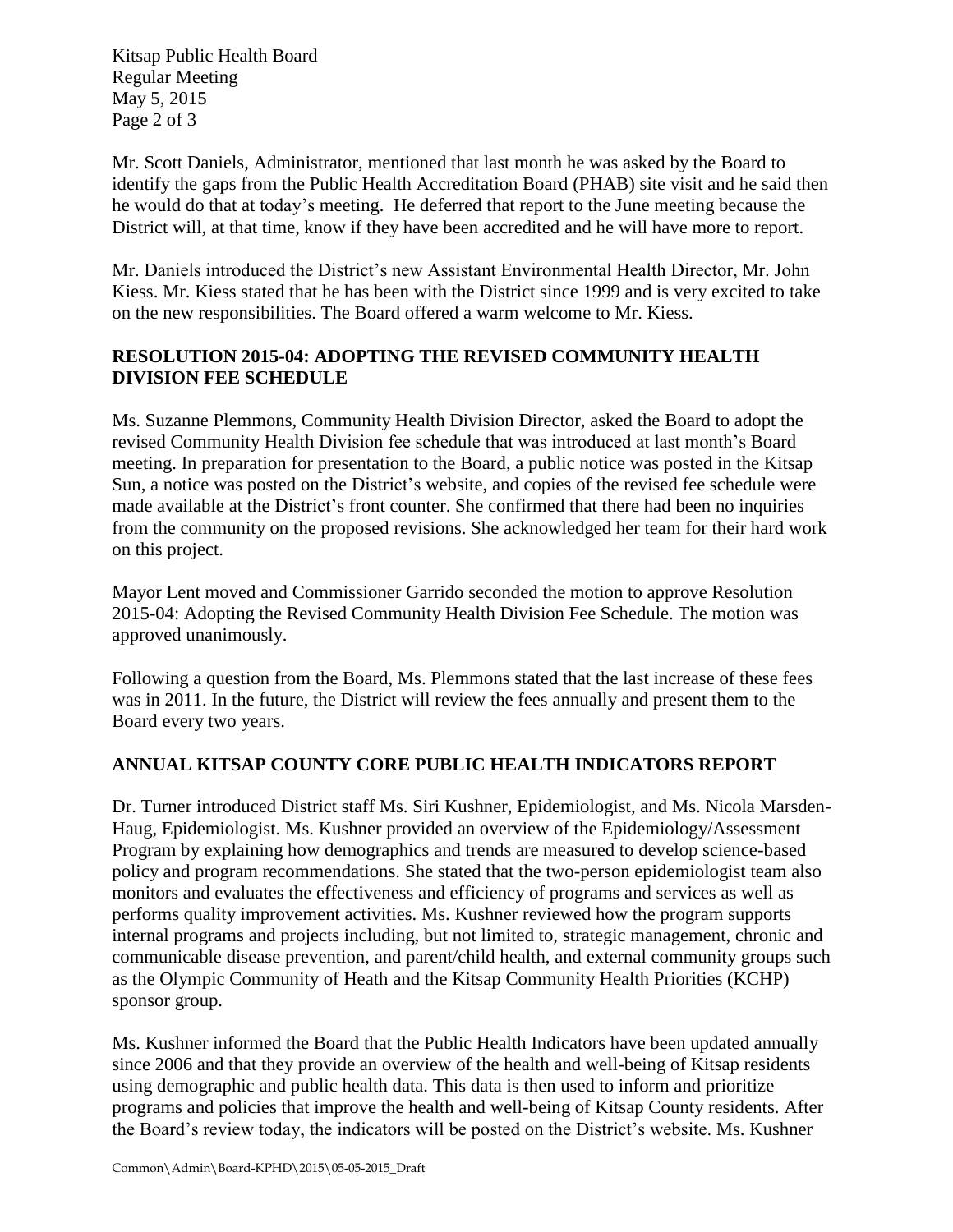Mr. Scott Daniels, Administrator, mentioned that last month he was asked by the Board to identify the gaps from the Public Health Accreditation Board (PHAB) site visit and he said then he would do that at today's meeting. He deferred that report to the June meeting because the District will, at that time, know if they have been accredited and he will have more to report.

Mr. Daniels introduced the District's new Assistant Environmental Health Director, Mr. John Kiess. Mr. Kiess stated that he has been with the District since 1999 and is very excited to take on the new responsibilities. The Board offered a warm welcome to Mr. Kiess.

## RESOLUTION 2015-04: ADOPTING THE REVISED COMMUNITY HEALTH DIVISION FEE SCHEDULE

Ms. Suzanne Plemmons, Community Health Division Director, asked the Board to adopt the revised Community Health Division fee schedule that was introduced at last month's Board meeting. In preparation for presentation to the Board, a public notice was posted in the Kitsap Sun, a notice was posted on the District's website, and copies of the revised fee schedule were made available at the District's front counter. She confirmed that there had been no inquiries from the community on the proposed revisions. She acknowledged her team for their hard work on this project.

Mayor Lent moved and Commissioner Garrido seconded the motion to approve Resolution 2015-04: Adopting the Revised Community Health Division Fee Schedule. The motion was approved unanimously.

Following a question from the Board, Ms. Plemmons stated that the last increase of these fees was in 2011. In the future, the District will review the fees annually and present them to the Board every two years.

## ANNUAL KITSAP COUNTY CORE PUBLIC HEALTH INDICATORS REPORT

Dr. Turner introduced District staff Ms. Siri Kushner, Epidemiologist, and Ms. Nicola Marsden-Haug, Epidemiologist. Ms. Kushner provided an overview of the Epidemiology/Assessment Program by explaining how demographics and trends are measured to develop science-based policy and program recommendations. She stated that the two-person epidemiologist team also monitors and evaluates the effectiveness and efficiency of programs and services as well as performs quality improvement activities. Ms. Kushner reviewed how the program supports internal programs and projects including, but not limited to, strategic management, chronic and communicable disease prevention, and parent/child health, and external community groups such as the Olympic Community of Heath and the Kitsap Community Health Priorities (KCHP) sponsor group.

Ms. Kushner informed the Board that the Public Health Indicators have been updated annually since 2006 and that they provide an overview of the health and well-being of Kitsap residents using demographic and public health data. This data is then used to inform and prioritize programs and policies that improve the health and well-being of Kitsap County residents. After the Board's review today, the indicators will be posted on the District's website. Ms. Kushner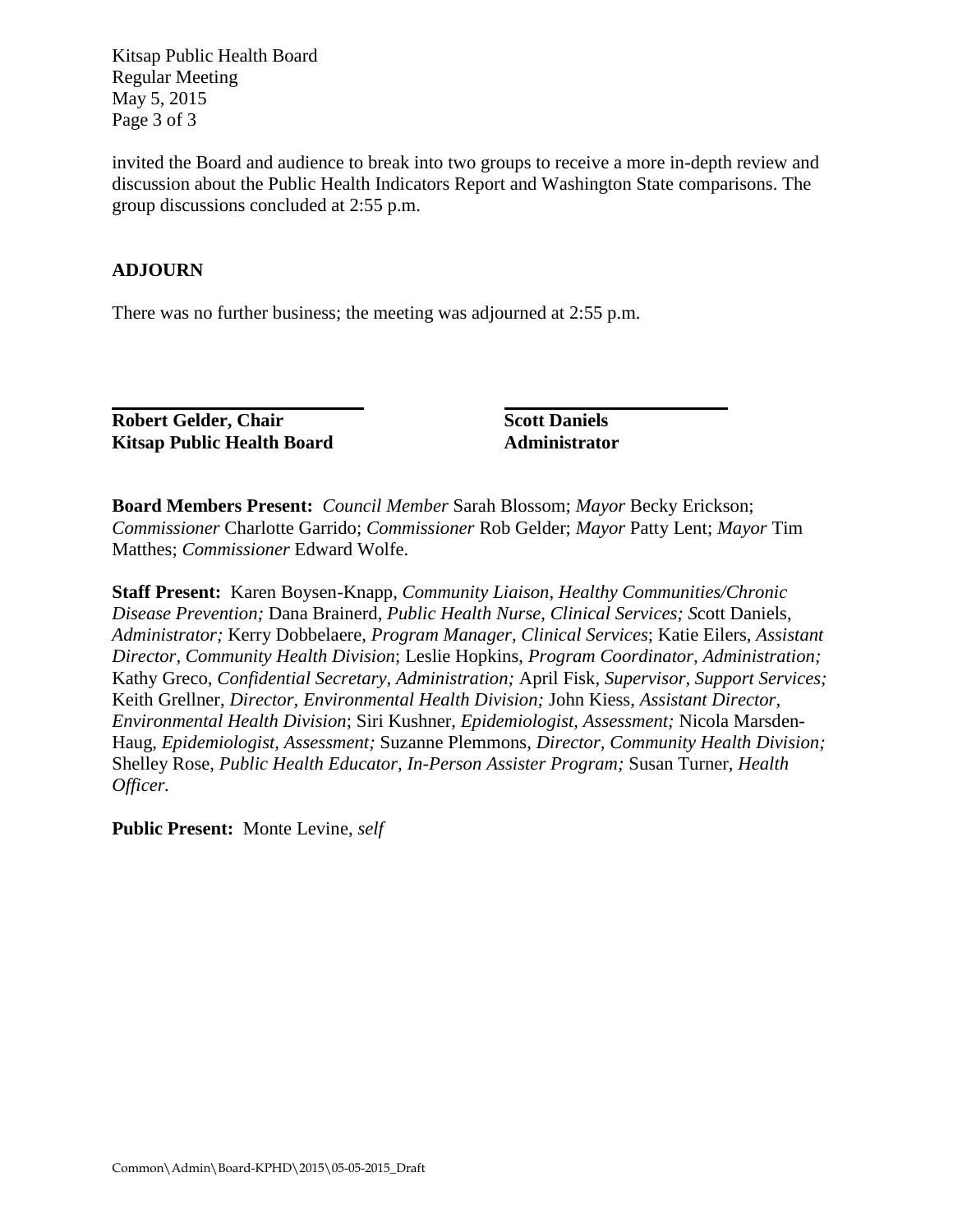invited the Board and audience to break into two groups to receive a more in-depth review and discussion about the Public Health Indicators Report and Washington State comparisons. The group discussions concluded at 2:55 p.m.

**ADJOURN**

There was no further business; the meeting was adjourned at 2:55 p.m.

| **Robert Gelder, Chair** | **Scott Daniels** |
|---|---|
| **Kitsap Public Health Board** | **Administrator** |

**Board Members Present:** *Council Member* Sarah Blossom; *Mayor* Becky Erickson; *Commissioner* Charlotte Garrido; *Commissioner* Rob Gelder; *Mayor* Patty Lent; *Mayor* Tim Matthes; *Commissioner* Edward Wolfe.

**Staff Present:** Karen Boysen-Knapp, *Community Liaison, Healthy Communities/Chronic Disease Prevention;* Dana Brainerd, *Public Health Nurse, Clinical Services;* Scott Daniels, *Administrator;* Kerry Dobbelaere, *Program Manager, Clinical Services*; Katie Eilers, *Assistant Director, Community Health Division*; Leslie Hopkins, *Program Coordinator, Administration;* Kathy Greco, *Confidential Secretary, Administration;* April Fisk, *Supervisor, Support Services;* Keith Grellner, *Director, Environmental Health Division;* John Kiess, *Assistant Director, Environmental Health Division*; Siri Kushner, *Epidemiologist, Assessment;* Nicola Marsden-Haug, *Epidemiologist, Assessment;* Suzanne Plemmons, *Director, Community Health Division;* Shelley Rose, *Public Health Educator, In-Person Assister Program;* Susan Turner, *Health Officer.*

**Public Present:** Monte Levine, *self*

Common\Admin\Board-KPHD\2015\05-05-2015_Draft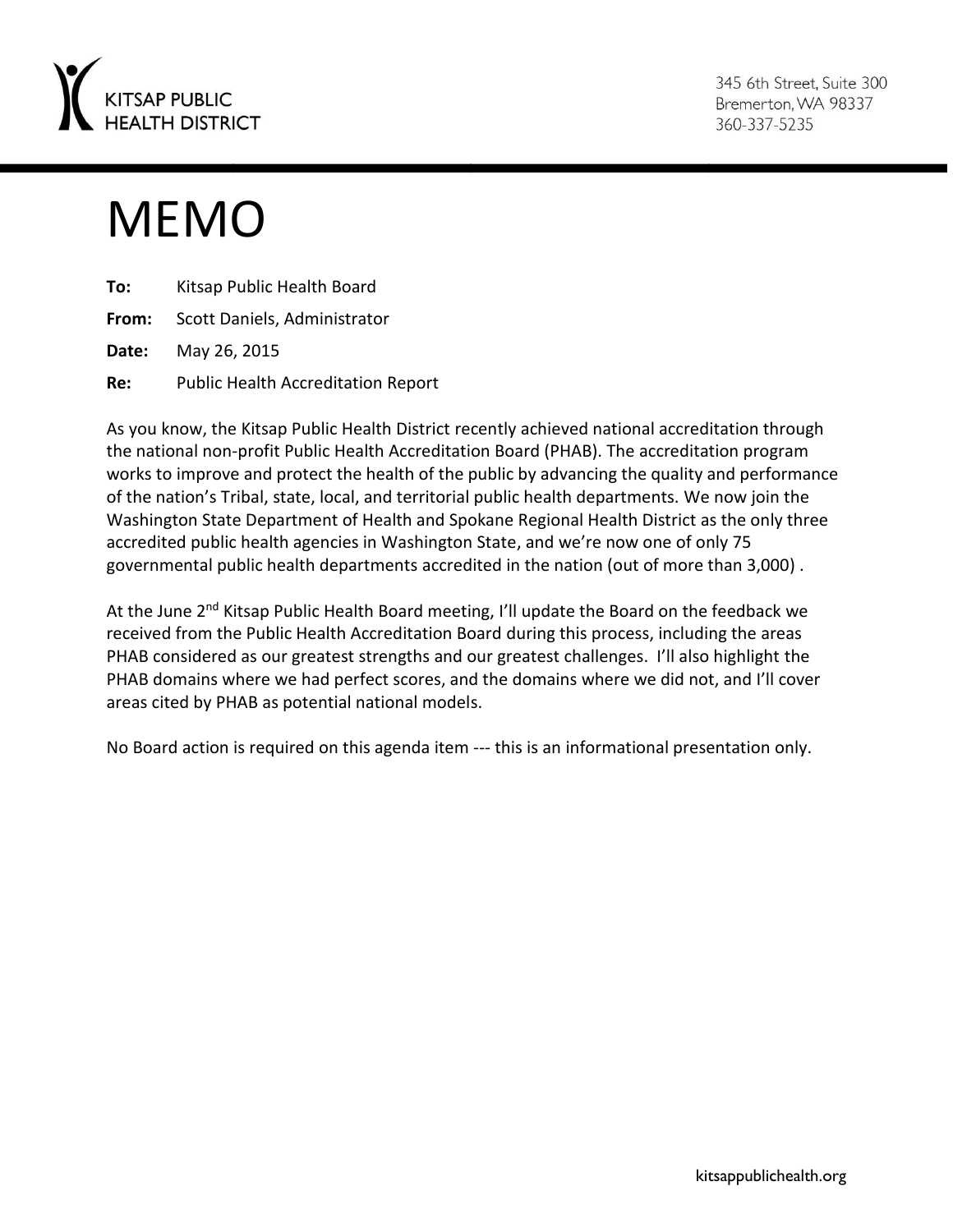KITSAP PUBLIC HEALTH DISTRICT

345 6th Street, Suite 300
Bremerton, WA 98337
360-337-5235

# MEMO

**To:** Kitsap Public Health Board

**From:** Scott Daniels, Administrator

**Date:** May 26, 2015

**Re:** Public Health Accreditation Report

As you know, the Kitsap Public Health District recently achieved national accreditation through the national non-profit Public Health Accreditation Board (PHAB). The accreditation program works to improve and protect the health of the public by advancing the quality and performance of the nation's Tribal, state, local, and territorial public health departments. We now join the Washington State Department of Health and Spokane Regional Health District as the only three accredited public health agencies in Washington State, and we're now one of only 75 governmental public health departments accredited in the nation (out of more than 3,000) .

At the June 2nd Kitsap Public Health Board meeting, I'll update the Board on the feedback we received from the Public Health Accreditation Board during this process, including the areas PHAB considered as our greatest strengths and our greatest challenges. I'll also highlight the PHAB domains where we had perfect scores, and the domains where we did not, and I'll cover areas cited by PHAB as potential national models.

No Board action is required on this agenda item --- this is an informational presentation only.

kitsappublichealth.org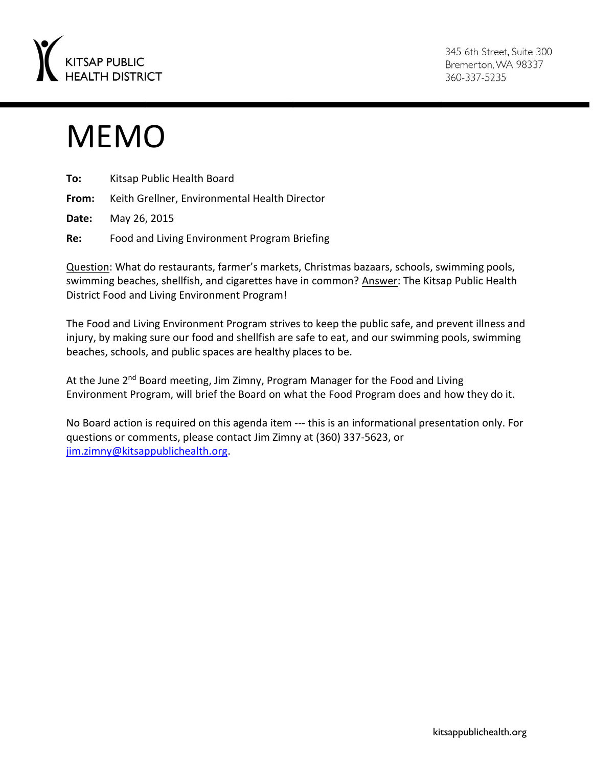KITSAP PUBLIC HEALTH DISTRICT

345 6th Street, Suite 300
Bremerton, WA 98337
360-337-5235

# MEMO

**To:** Kitsap Public Health Board

**From:** Keith Grellner, Environmental Health Director

**Date:** May 26, 2015

**Re:** Food and Living Environment Program Briefing

Question: What do restaurants, farmer's markets, Christmas bazaars, schools, swimming pools, swimming beaches, shellfish, and cigarettes have in common? Answer: The Kitsap Public Health District Food and Living Environment Program!

The Food and Living Environment Program strives to keep the public safe, and prevent illness and injury, by making sure our food and shellfish are safe to eat, and our swimming pools, swimming beaches, schools, and public spaces are healthy places to be.

At the June 2nd Board meeting, Jim Zimny, Program Manager for the Food and Living Environment Program, will brief the Board on what the Food Program does and how they do it.

No Board action is required on this agenda item --- this is an informational presentation only. For questions or comments, please contact Jim Zimny at (360) 337-5623, or jim.zimny@kitsappublichealth.org.

kitsappublichealth.org